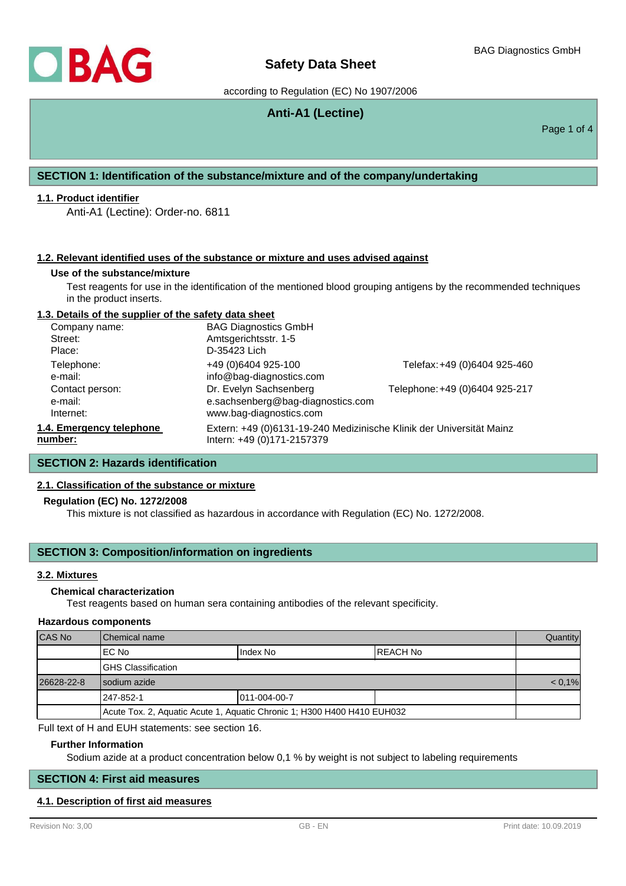# Safety Data Sheet

according to Regulation (EC) No 1907/2006

## Anti-A1 (Lectine)

## SECTION 1: Identification of the substance/mixture and of the company/undertaking

### 1.1. Product identifier

Anti-A1 (Lectine): Order-no. 6811

### 1.2. Relevant identified uses of the substance or mixture and uses advised against

**Use of the substance/mixture**

Test reagents for use in the identification of the mentioned blood grouping antigens by the recommended techniques in the product inserts.

### 1.3. Details of the supplier of the safety data sheet

| | | |
|---|---|---|
| Company name: | BAG Diagnostics GmbH | |
| Street: | Amtsgerichtsstr. 1-5 | |
| Place: | D-35423 Lich | |
| Telephone: | +49 (0)6404 925-100 | Telefax: +49 (0)6404 925-460 |
| e-mail: | info@bag-diagnostics.com | |
| Contact person: | Dr. Evelyn Sachsenberg | Telephone: +49 (0)6404 925-217 |
| e-mail: | e.sachsenberg@bag-diagnostics.com | |
| Internet: | www.bag-diagnostics.com | |

### 1.4. Emergency telephone number:

Extern: +49 (0)6131-19-240 Medizinische Klinik der Universität Mainz
Intern: +49 (0)171-2157379

## SECTION 2: Hazards identification

### 2.1. Classification of the substance or mixture

**Regulation (EC) No. 1272/2008**

This mixture is not classified as hazardous in accordance with Regulation (EC) No. 1272/2008.

## SECTION 3: Composition/information on ingredients

### 3.2. Mixtures

**Chemical characterization**

Test reagents based on human sera containing antibodies of the relevant specificity.

**Hazardous components**

| CAS No | Chemical name | | | Quantity |
|---|---|---|---|---|
| | EC No | Index No | REACH No | |
| | GHS Classification | | | |
| 26628-22-8 | sodium azide | | | < 0,1% |
| | 247-852-1 | 011-004-00-7 | | |
| | Acute Tox. 2, Aquatic Acute 1, Aquatic Chronic 1; H300 H400 H410 EUH032 | | | |

Full text of H and EUH statements: see section 16.

**Further Information**

Sodium azide at a product concentration below 0,1 % by weight is not subject to labeling requirements

## SECTION 4: First aid measures

### 4.1. Description of first aid measures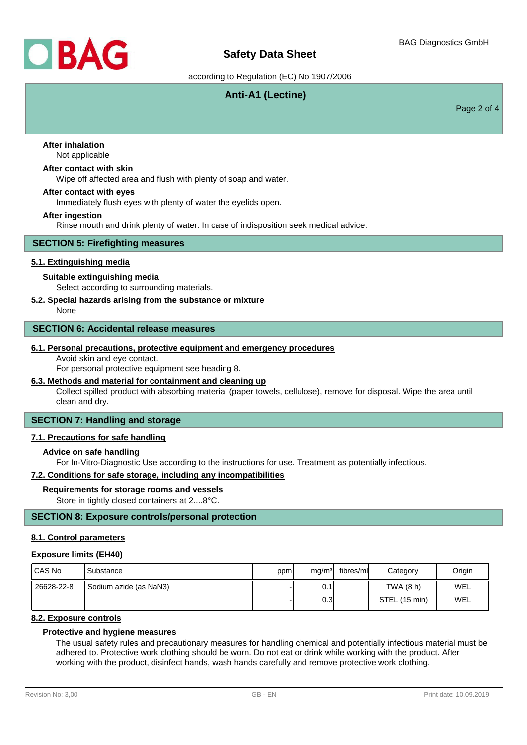**After inhalation**

Not applicable

**After contact with skin**

Wipe off affected area and flush with plenty of soap and water.

**After contact with eyes**

Immediately flush eyes with plenty of water the eyelids open.

**After ingestion**

Rinse mouth and drink plenty of water. In case of indisposition seek medical advice.

## SECTION 5: Firefighting measures

### 5.1. Extinguishing media

**Suitable extinguishing media**

Select according to surrounding materials.

### 5.2. Special hazards arising from the substance or mixture

None

## SECTION 6: Accidental release measures

### 6.1. Personal precautions, protective equipment and emergency procedures

Avoid skin and eye contact.
For personal protective equipment see heading 8.

### 6.3. Methods and material for containment and cleaning up

Collect spilled product with absorbing material (paper towels, cellulose), remove for disposal. Wipe the area until clean and dry.

## SECTION 7: Handling and storage

### 7.1. Precautions for safe handling

**Advice on safe handling**

For In-Vitro-Diagnostic Use according to the instructions for use. Treatment as potentially infectious.

### 7.2. Conditions for safe storage, including any incompatibilities

**Requirements for storage rooms and vessels**

Store in tightly closed containers at 2....8°C.

## SECTION 8: Exposure controls/personal protection

### 8.1. Control parameters

**Exposure limits (EH40)**

| CAS No | Substance | ppm | mg/m³ | fibres/ml | Category | Origin |
|---|---|---|---|---|---|---|
| 26628-22-8 | Sodium azide (as $NaN_3$) | - | 0.1 | | TWA (8 h) | WEL |
| | | - | 0.3 | | STEL (15 min) | WEL |

### 8.2. Exposure controls

**Protective and hygiene measures**

The usual safety rules and precautionary measures for handling chemical and potentially infectious material must be adhered to. Protective work clothing should be worn. Do not eat or drink while working with the product. After working with the product, disinfect hands, wash hands carefully and remove protective work clothing.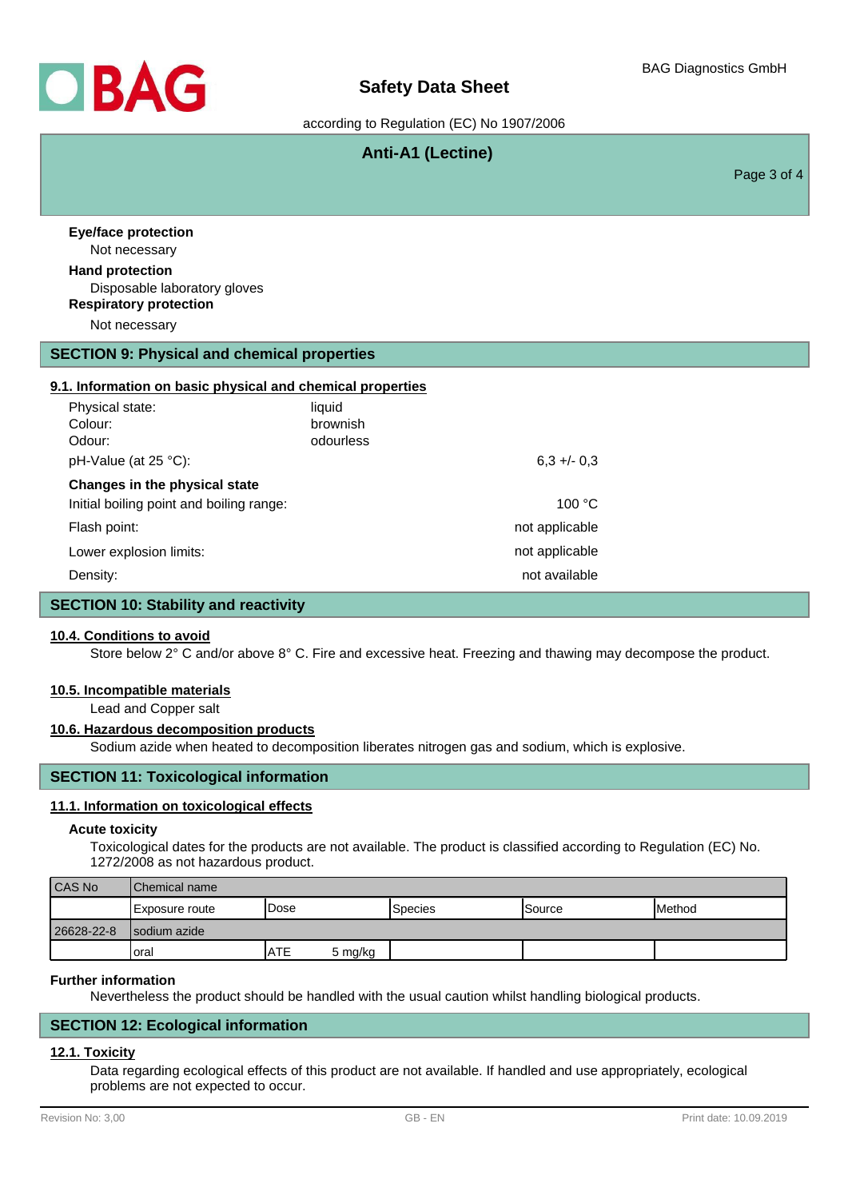**Eye/face protection**

Not necessary

**Hand protection**

Disposable laboratory gloves

**Respiratory protection**

Not necessary

## SECTION 9: Physical and chemical properties

### 9.1. Information on basic physical and chemical properties

| | | |
|---|---|---|
| Physical state: | liquid | |
| Colour: | brownish | |
| Odour: | odourless | |
| pH-Value (at 25 °C): | | 6,3 +/- 0,3 |

**Changes in the physical state**

| | |
|---|---|
| Initial boiling point and boiling range: | 100 °C |
| Flash point: | not applicable |
| Lower explosion limits: | not applicable |
| Density: | not available |

## SECTION 10: Stability and reactivity

### 10.4. Conditions to avoid

Store below 2° C and/or above 8° C. Fire and excessive heat. Freezing and thawing may decompose the product.

### 10.5. Incompatible materials

Lead and Copper salt

### 10.6. Hazardous decomposition products

Sodium azide when heated to decomposition liberates nitrogen gas and sodium, which is explosive.

## SECTION 11: Toxicological information

### 11.1. Information on toxicological effects

**Acute toxicity**

Toxicological dates for the products are not available. The product is classified according to Regulation (EC) No. 1272/2008 as not hazardous product.

| CAS No | Chemical name | | | | | |
|---|---|---|---|---|---|---|
| | Exposure route | Dose | | Species | Source | Method |
| 26628-22-8 | sodium azide | | | | | |
| | oral | ATE | 5 mg/kg | | | |

**Further information**

Nevertheless the product should be handled with the usual caution whilst handling biological products.

## SECTION 12: Ecological information

### 12.1. Toxicity

Data regarding ecological effects of this product are not available. If handled and use appropriately, ecological problems are not expected to occur.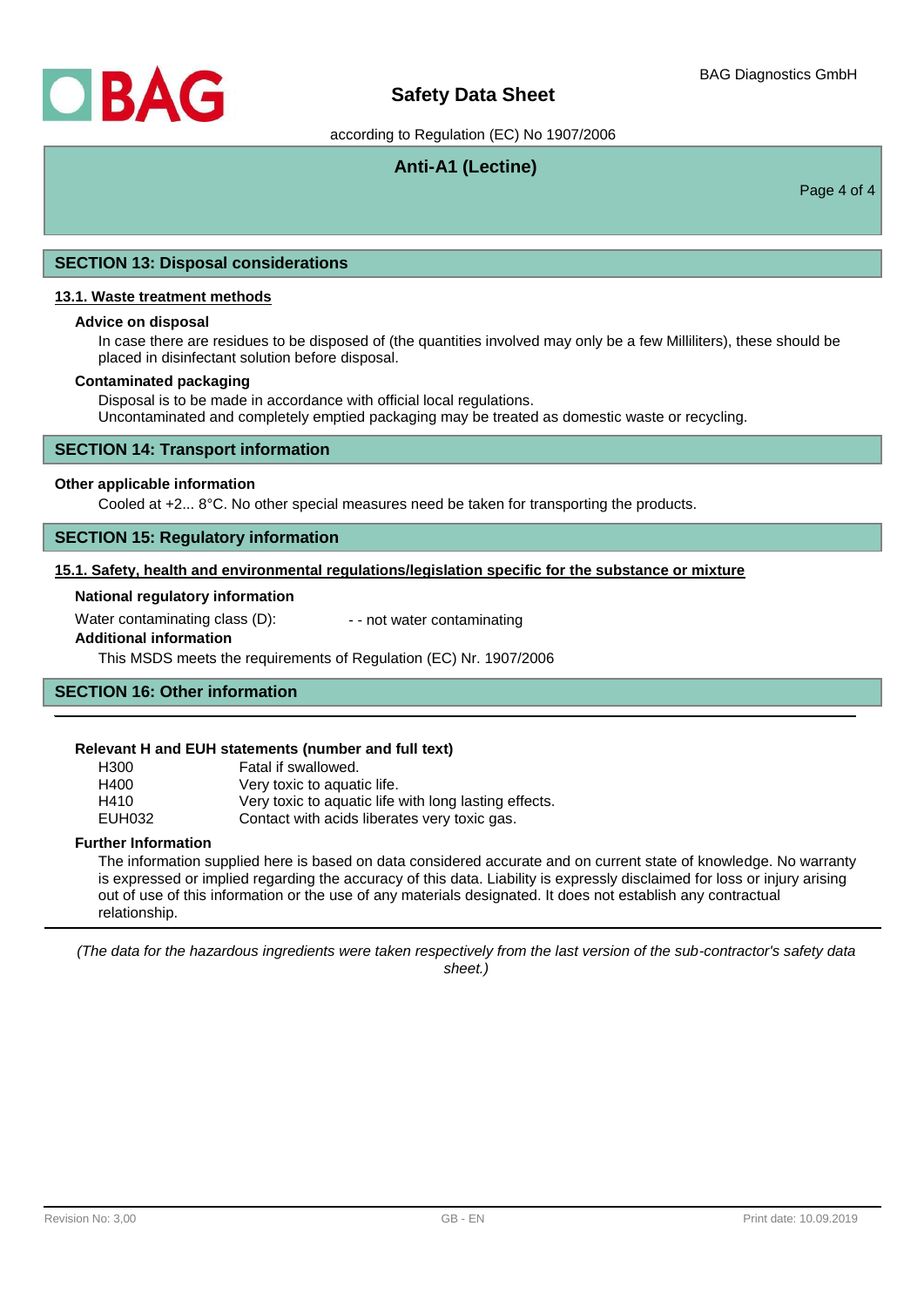## SECTION 13: Disposal considerations

### 13.1. Waste treatment methods

**Advice on disposal**

In case there are residues to be disposed of (the quantities involved may only be a few Milliliters), these should be placed in disinfectant solution before disposal.

**Contaminated packaging**

Disposal is to be made in accordance with official local regulations.
Uncontaminated and completely emptied packaging may be treated as domestic waste or recycling.

## SECTION 14: Transport information

**Other applicable information**

Cooled at +2... 8°C. No other special measures need be taken for transporting the products.

## SECTION 15: Regulatory information

### 15.1. Safety, health and environmental regulations/legislation specific for the substance or mixture

**National regulatory information**

Water contaminating class (D): - - not water contaminating

**Additional information**

This MSDS meets the requirements of Regulation (EC) Nr. 1907/2006

## SECTION 16: Other information

**Relevant H and EUH statements (number and full text)**

| | |
|---|---|
| H300 | Fatal if swallowed. |
| H400 | Very toxic to aquatic life. |
| H410 | Very toxic to aquatic life with long lasting effects. |
| EUH032 | Contact with acids liberates very toxic gas. |

**Further Information**

The information supplied here is based on data considered accurate and on current state of knowledge. No warranty is expressed or implied regarding the accuracy of this data. Liability is expressly disclaimed for loss or injury arising out of use of this information or the use of any materials designated. It does not establish any contractual relationship.

*(The data for the hazardous ingredients were taken respectively from the last version of the sub-contractor's safety data sheet.)*